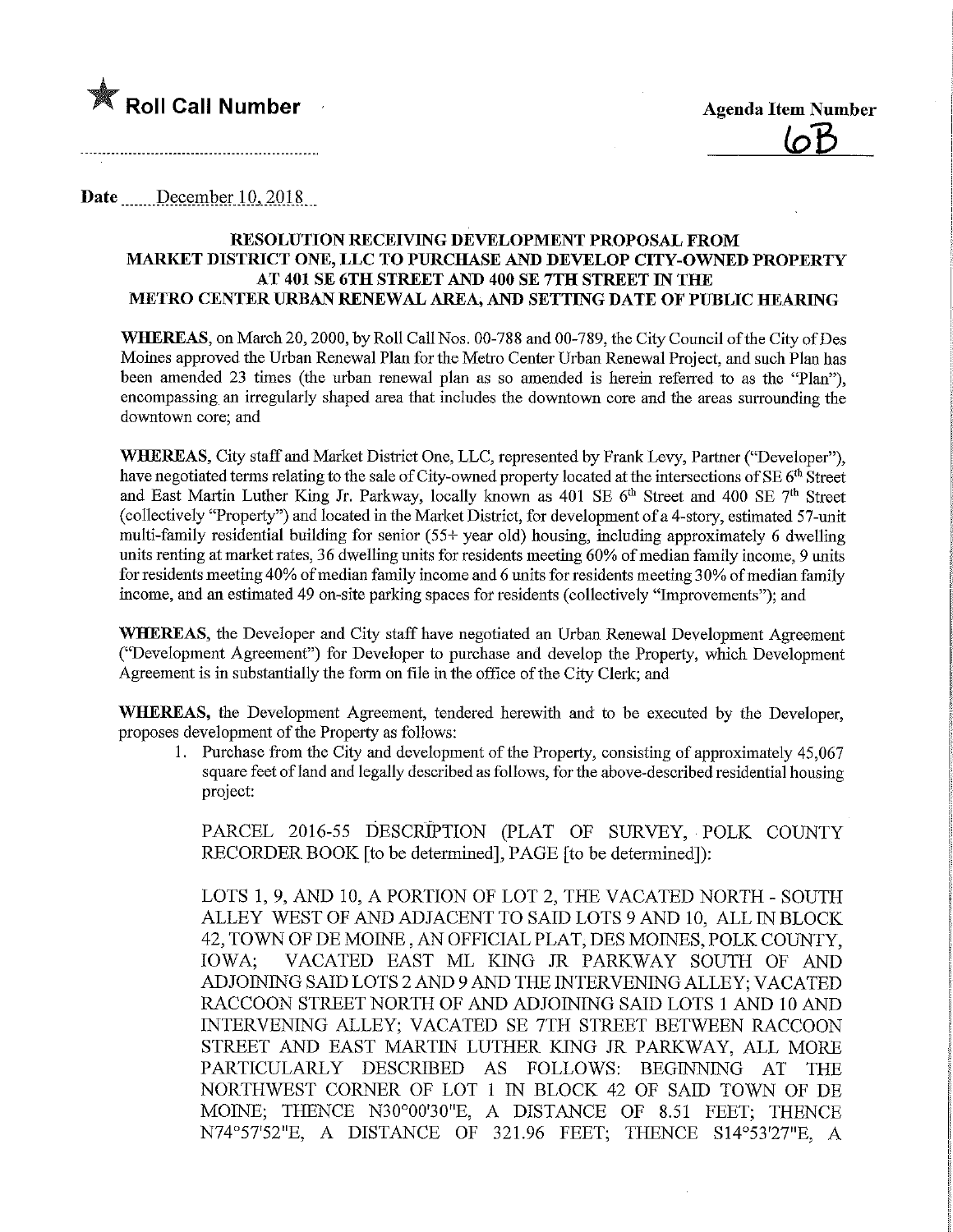★ **Roll Call Number**

**Agenda Item Number**

6B

**Date** December 10, 2018

## RESOLUTION RECEIVING DEVELOPMENT PROPOSAL FROM MARKET DISTRICT ONE, LLC TO PURCHASE AND DEVELOP CITY-OWNED PROPERTY AT 401 SE 6TH STREET AND 400 SE 7TH STREET IN THE METRO CENTER URBAN RENEWAL AREA, AND SETTING DATE OF PUBLIC HEARING

**WHEREAS**, on March 20, 2000, by Roll Call Nos. 00-788 and 00-789, the City Council of the City of Des Moines approved the Urban Renewal Plan for the Metro Center Urban Renewal Project, and such Plan has been amended 23 times (the urban renewal plan as so amended is herein referred to as the "Plan"), encompassing an irregularly shaped area that includes the downtown core and the areas surrounding the downtown core; and

**WHEREAS**, City staff and Market District One, LLC, represented by Frank Levy, Partner ("Developer"), have negotiated terms relating to the sale of City-owned property located at the intersections of SE 6th Street and East Martin Luther King Jr. Parkway, locally known as 401 SE 6th Street and 400 SE 7th Street (collectively "Property") and located in the Market District, for development of a 4-story, estimated 57-unit multi-family residential building for senior (55+ year old) housing, including approximately 6 dwelling units renting at market rates, 36 dwelling units for residents meeting 60% of median family income, 9 units for residents meeting 40% of median family income and 6 units for residents meeting 30% of median family income, and an estimated 49 on-site parking spaces for residents (collectively "Improvements"); and

**WHEREAS**, the Developer and City staff have negotiated an Urban Renewal Development Agreement ("Development Agreement") for Developer to purchase and develop the Property, which Development Agreement is in substantially the form on file in the office of the City Clerk; and

**WHEREAS**, the Development Agreement, tendered herewith and to be executed by the Developer, proposes development of the Property as follows:

1. Purchase from the City and development of the Property, consisting of approximately 45,067 square feet of land and legally described as follows, for the above-described residential housing project:

   PARCEL 2016-55 DESCRIPTION (PLAT OF SURVEY, POLK COUNTY RECORDER BOOK [to be determined], PAGE [to be determined]):

   LOTS 1, 9, AND 10, A PORTION OF LOT 2, THE VACATED NORTH - SOUTH ALLEY WEST OF AND ADJACENT TO SAID LOTS 9 AND 10, ALL IN BLOCK 42, TOWN OF DE MOINE, AN OFFICIAL PLAT, DES MOINES, POLK COUNTY, IOWA; VACATED EAST ML KING JR PARKWAY SOUTH OF AND ADJOINING SAID LOTS 2 AND 9 AND THE INTERVENING ALLEY; VACATED RACCOON STREET NORTH OF AND ADJOINING SAID LOTS 1 AND 10 AND INTERVENING ALLEY; VACATED SE 7TH STREET BETWEEN RACCOON STREET AND EAST MARTIN LUTHER KING JR PARKWAY, ALL MORE PARTICULARLY DESCRIBED AS FOLLOWS: BEGINNING AT THE NORTHWEST CORNER OF LOT 1 IN BLOCK 42 OF SAID TOWN OF DE MOINE; THENCE N30°00'30"E, A DISTANCE OF 8.51 FEET; THENCE N74°57'52"E, A DISTANCE OF 321.96 FEET; THENCE S14°53'27"E, A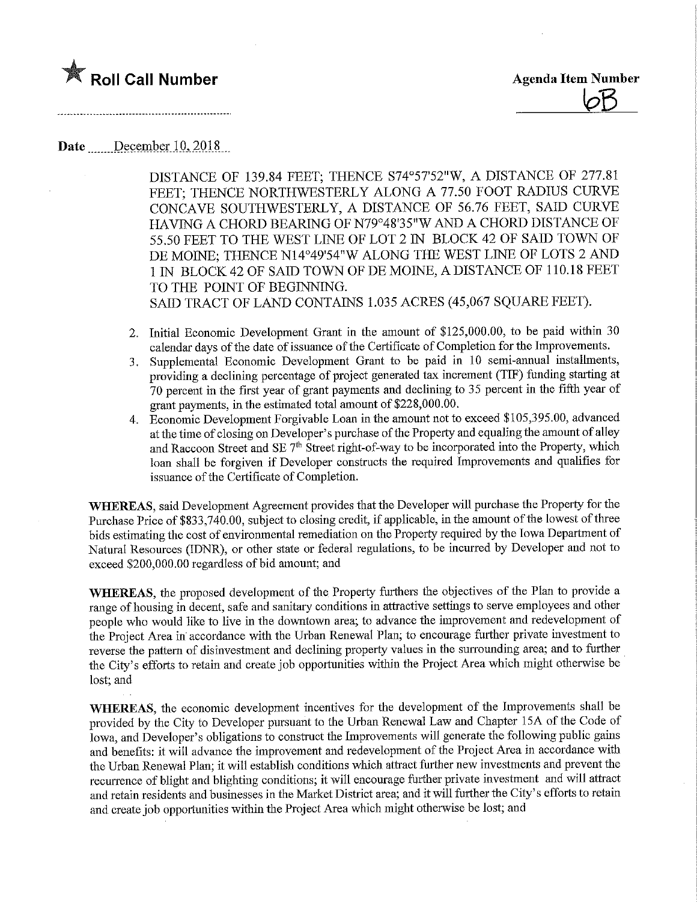**Roll Call Number**

**Agenda Item Number**
6B

**Date** December 10, 2018

DISTANCE OF 139.84 FEET; THENCE S74°57'52"W, A DISTANCE OF 277.81 FEET; THENCE NORTHWESTERLY ALONG A 77.50 FOOT RADIUS CURVE CONCAVE SOUTHWESTERLY, A DISTANCE OF 56.76 FEET, SAID CURVE HAVING A CHORD BEARING OF N79°48'35"W AND A CHORD DISTANCE OF 55.50 FEET TO THE WEST LINE OF LOT 2 IN BLOCK 42 OF SAID TOWN OF DE MOINE; THENCE N14°49'54"W ALONG THE WEST LINE OF LOTS 2 AND 1 IN BLOCK 42 OF SAID TOWN OF DE MOINE, A DISTANCE OF 110.18 FEET TO THE POINT OF BEGINNING.
SAID TRACT OF LAND CONTAINS 1.035 ACRES (45,067 SQUARE FEET).

2. Initial Economic Development Grant in the amount of $125,000.00, to be paid within 30 calendar days of the date of issuance of the Certificate of Completion for the Improvements.
3. Supplemental Economic Development Grant to be paid in 10 semi-annual installments, providing a declining percentage of project generated tax increment (TIF) funding starting at 70 percent in the first year of grant payments and declining to 35 percent in the fifth year of grant payments, in the estimated total amount of $228,000.00.
4. Economic Development Forgivable Loan in the amount not to exceed $105,395.00, advanced at the time of closing on Developer's purchase of the Property and equaling the amount of alley and Raccoon Street and SE 7th Street right-of-way to be incorporated into the Property, which loan shall be forgiven if Developer constructs the required Improvements and qualifies for issuance of the Certificate of Completion.

**WHEREAS**, said Development Agreement provides that the Developer will purchase the Property for the Purchase Price of $833,740.00, subject to closing credit, if applicable, in the amount of the lowest of three bids estimating the cost of environmental remediation on the Property required by the Iowa Department of Natural Resources (IDNR), or other state or federal regulations, to be incurred by Developer and not to exceed $200,000.00 regardless of bid amount; and

**WHEREAS**, the proposed development of the Property furthers the objectives of the Plan to provide a range of housing in decent, safe and sanitary conditions in attractive settings to serve employees and other people who would like to live in the downtown area; to advance the improvement and redevelopment of the Project Area in accordance with the Urban Renewal Plan; to encourage further private investment to reverse the pattern of disinvestment and declining property values in the surrounding area; and to further the City's efforts to retain and create job opportunities within the Project Area which might otherwise be lost; and

**WHEREAS**, the economic development incentives for the development of the Improvements shall be provided by the City to Developer pursuant to the Urban Renewal Law and Chapter 15A of the Code of Iowa, and Developer's obligations to construct the Improvements will generate the following public gains and benefits: it will advance the improvement and redevelopment of the Project Area in accordance with the Urban Renewal Plan; it will establish conditions which attract further new investments and prevent the recurrence of blight and blighting conditions; it will encourage further private investment and will attract and retain residents and businesses in the Market District area; and it will further the City's efforts to retain and create job opportunities within the Project Area which might otherwise be lost; and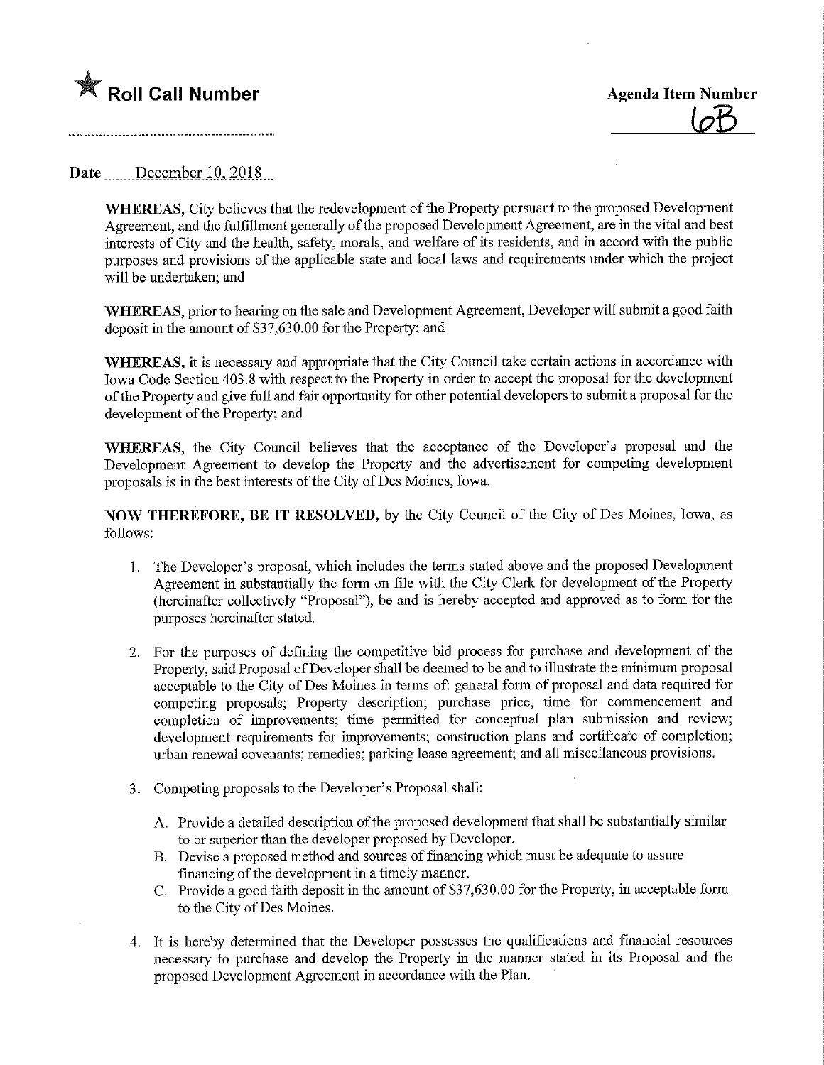★ **Roll Call Number**

**Agenda Item Number**

6B

**Date** December 10, 2018

**WHEREAS**, City believes that the redevelopment of the Property pursuant to the proposed Development Agreement, and the fulfillment generally of the proposed Development Agreement, are in the vital and best interests of City and the health, safety, morals, and welfare of its residents, and in accord with the public purposes and provisions of the applicable state and local laws and requirements under which the project will be undertaken; and

**WHEREAS**, prior to hearing on the sale and Development Agreement, Developer will submit a good faith deposit in the amount of $37,630.00 for the Property; and

**WHEREAS,** it is necessary and appropriate that the City Council take certain actions in accordance with Iowa Code Section 403.8 with respect to the Property in order to accept the proposal for the development of the Property and give full and fair opportunity for other potential developers to submit a proposal for the development of the Property; and

**WHEREAS**, the City Council believes that the acceptance of the Developer's proposal and the Development Agreement to develop the Property and the advertisement for competing development proposals is in the best interests of the City of Des Moines, Iowa.

**NOW THEREFORE, BE IT RESOLVED,** by the City Council of the City of Des Moines, Iowa, as follows:

1. The Developer's proposal, which includes the terms stated above and the proposed Development Agreement in substantially the form on file with the City Clerk for development of the Property (hereinafter collectively "Proposal"), be and is hereby accepted and approved as to form for the purposes hereinafter stated.

2. For the purposes of defining the competitive bid process for purchase and development of the Property, said Proposal of Developer shall be deemed to be and to illustrate the minimum proposal acceptable to the City of Des Moines in terms of: general form of proposal and data required for competing proposals; Property description; purchase price, time for commencement and completion of improvements; time permitted for conceptual plan submission and review; development requirements for improvements; construction plans and certificate of completion; urban renewal covenants; remedies; parking lease agreement; and all miscellaneous provisions.

3. Competing proposals to the Developer's Proposal shall:

   A. Provide a detailed description of the proposed development that shall be substantially similar to or superior than the developer proposed by Developer.
   B. Devise a proposed method and sources of financing which must be adequate to assure financing of the development in a timely manner.
   C. Provide a good faith deposit in the amount of $37,630.00 for the Property, in acceptable form to the City of Des Moines.

4. It is hereby determined that the Developer possesses the qualifications and financial resources necessary to purchase and develop the Property in the manner stated in its Proposal and the proposed Development Agreement in accordance with the Plan.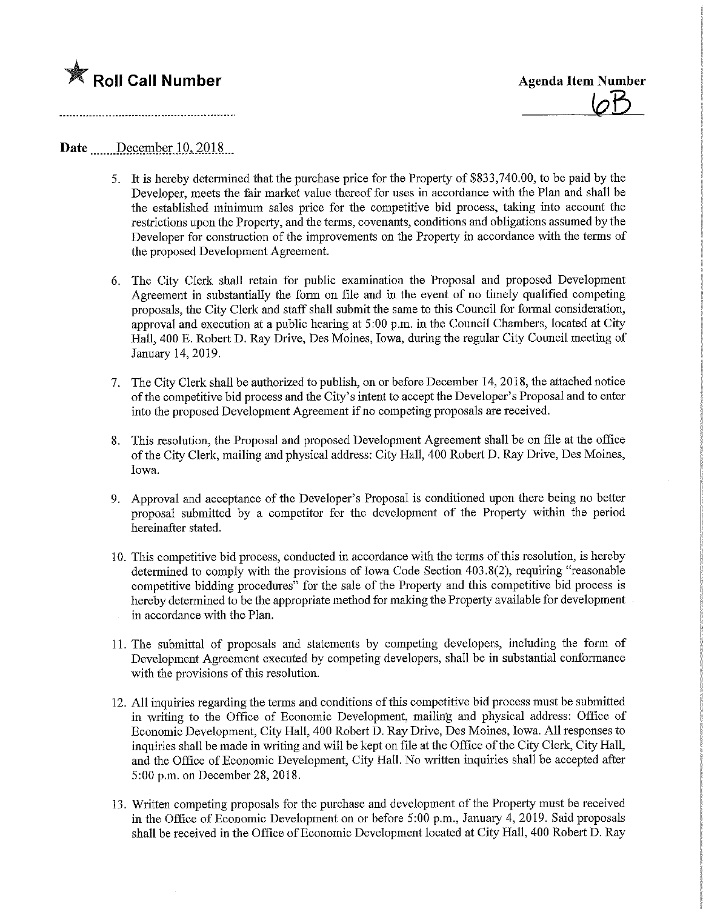**★ Roll Call Number**

**Agenda Item Number**

6B

**Date** December 10, 2018

5. It is hereby determined that the purchase price for the Property of $833,740.00, to be paid by the Developer, meets the fair market value thereof for uses in accordance with the Plan and shall be the established minimum sales price for the competitive bid process, taking into account the restrictions upon the Property, and the terms, covenants, conditions and obligations assumed by the Developer for construction of the improvements on the Property in accordance with the terms of the proposed Development Agreement.

6. The City Clerk shall retain for public examination the Proposal and proposed Development Agreement in substantially the form on file and in the event of no timely qualified competing proposals, the City Clerk and staff shall submit the same to this Council for formal consideration, approval and execution at a public hearing at 5:00 p.m. in the Council Chambers, located at City Hall, 400 E. Robert D. Ray Drive, Des Moines, Iowa, during the regular City Council meeting of January 14, 2019.

7. The City Clerk shall be authorized to publish, on or before December 14, 2018, the attached notice of the competitive bid process and the City's intent to accept the Developer's Proposal and to enter into the proposed Development Agreement if no competing proposals are received.

8. This resolution, the Proposal and proposed Development Agreement shall be on file at the office of the City Clerk, mailing and physical address: City Hall, 400 Robert D. Ray Drive, Des Moines, Iowa.

9. Approval and acceptance of the Developer's Proposal is conditioned upon there being no better proposal submitted by a competitor for the development of the Property within the period hereinafter stated.

10. This competitive bid process, conducted in accordance with the terms of this resolution, is hereby determined to comply with the provisions of Iowa Code Section 403.8(2), requiring "reasonable competitive bidding procedures" for the sale of the Property and this competitive bid process is hereby determined to be the appropriate method for making the Property available for development in accordance with the Plan.

11. The submittal of proposals and statements by competing developers, including the form of Development Agreement executed by competing developers, shall be in substantial conformance with the provisions of this resolution.

12. All inquiries regarding the terms and conditions of this competitive bid process must be submitted in writing to the Office of Economic Development, mailing and physical address: Office of Economic Development, City Hall, 400 Robert D. Ray Drive, Des Moines, Iowa. All responses to inquiries shall be made in writing and will be kept on file at the Office of the City Clerk, City Hall, and the Office of Economic Development, City Hall. No written inquiries shall be accepted after 5:00 p.m. on December 28, 2018.

13. Written competing proposals for the purchase and development of the Property must be received in the Office of Economic Development on or before 5:00 p.m., January 4, 2019. Said proposals shall be received in the Office of Economic Development located at City Hall, 400 Robert D. Ray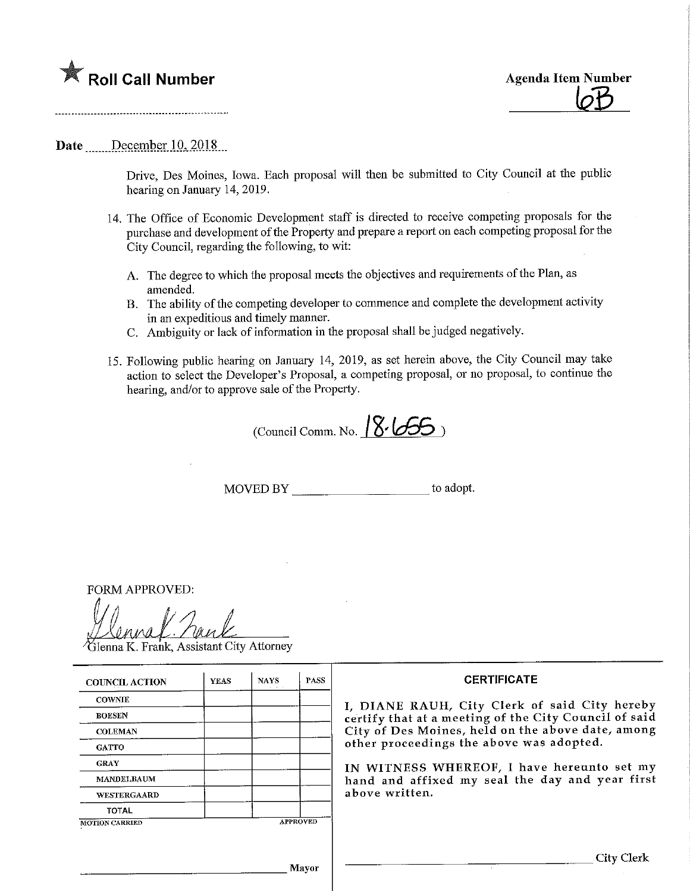★ **Roll Call Number**

**Agenda Item Number**
6B

---

**Date** December 10, 2018

Drive, Des Moines, Iowa. Each proposal will then be submitted to City Council at the public hearing on January 14, 2019.

14. The Office of Economic Development staff is directed to receive competing proposals for the purchase and development of the Property and prepare a report on each competing proposal for the City Council, regarding the following, to wit:

    A. The degree to which the proposal meets the objectives and requirements of the Plan, as amended.
    B. The ability of the competing developer to commence and complete the development activity in an expeditious and timely manner.
    C. Ambiguity or lack of information in the proposal shall be judged negatively.

15. Following public hearing on January 14, 2019, as set herein above, the City Council may take action to select the Developer's Proposal, a competing proposal, or no proposal, to continue the hearing, and/or to approve sale of the Property.

(Council Comm. No. 18-655)

MOVED BY ____________________ to adopt.

FORM APPROVED:

Glenna K. Frank, Assistant City Attorney

| COUNCIL ACTION | YEAS | NAYS | PASS |
|---|---|---|---|
| COWNIE | | | |
| BOESEN | | | |
| COLEMAN | | | |
| GATTO | | | |
| GRAY | | | |
| MANDELBAUM | | | |
| WESTERGAARD | | | |
| TOTAL | | | |

MOTION CARRIED APPROVED

____________________ Mayor

**CERTIFICATE**

I, DIANE RAUH, City Clerk of said City hereby certify that at a meeting of the City Council of said City of Des Moines, held on the above date, among other proceedings the above was adopted.

IN WITNESS WHEREOF, I have hereunto set my hand and affixed my seal the day and year first above written.

____________________ City Clerk